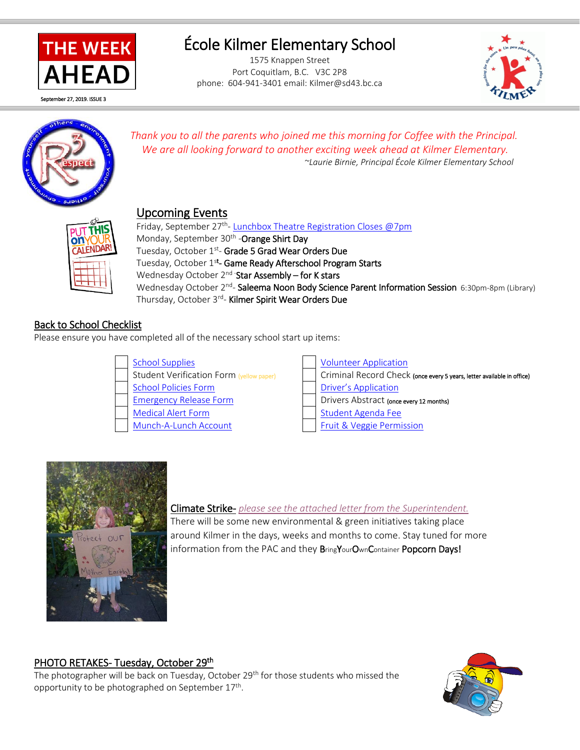# THE WEEK AHEAD

September 27, 2019. ISSUE 3

# École Kilmer Elementary School

1575 Knappen Street
Port Coquitlam, B.C. V3C 2P8
phone: 604-941-3401 email: Kilmer@sd43.bc.ca

*Thank you to all the parents who joined me this morning for Coffee with the Principal. We are all looking forward to another exciting week ahead at Kilmer Elementary.*
*~Laurie Birnie, Principal École Kilmer Elementary School*

## Upcoming Events

Friday, September 27th- Lunchbox Theatre Registration Closes @7pm
Monday, September 30th -**Orange Shirt Day**
Tuesday, October 1st- **Grade 5 Grad Wear Orders Due**
Tuesday, October 1st- **Game Ready Afterschool Program Starts**
Wednesday October 2nd -**Star Assembly – for K stars**
Wednesday October 2nd- **Saleema Noon Body Science Parent Information Session** 6:30pm-8pm (Library)
Thursday, October 3rd- **Kilmer Spirit Wear Orders Due**

## Back to School Checklist

Please ensure you have completed all of the necessary school start up items:

- [ ] School Supplies
- [ ] Student Verification Form (yellow paper)
- [ ] School Policies Form
- [ ] Emergency Release Form
- [ ] Medical Alert Form
- [ ] Munch-A-Lunch Account
- [ ] Volunteer Application
- [ ] Criminal Record Check (once every 5 years, letter available in office)
- [ ] Driver's Application
- [ ] Drivers Abstract (once every 12 months)
- [ ] Student Agenda Fee
- [ ] Fruit & Veggie Permission

**Climate Strike-** *please see the attached letter from the Superintendent.*
There will be some new environmental & green initiatives taking place around Kilmer in the days, weeks and months to come. Stay tuned for more information from the PAC and they **B**ring**Y**our**O**wn**C**ontainer **Popcorn Days!**

## PHOTO RETAKES- Tuesday, October 29th

The photographer will be back on Tuesday, October 29th for those students who missed the opportunity to be photographed on September 17th.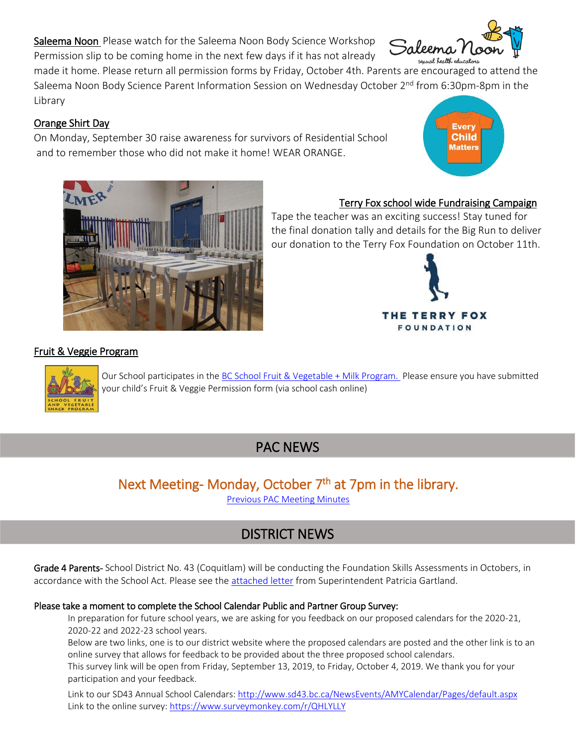**Saleema Noon** Please watch for the Saleema Noon Body Science Workshop Permission slip to be coming home in the next few days if it has not already made it home. Please return all permission forms by Friday, October 4th. Parents are encouraged to attend the Saleema Noon Body Science Parent Information Session on Wednesday October 2nd from 6:30pm-8pm in the Library

**Orange Shirt Day**

On Monday, September 30 raise awareness for survivors of Residential School and to remember those who did not make it home! WEAR ORANGE.

**Terry Fox school wide Fundraising Campaign**

Tape the teacher was an exciting success! Stay tuned for the final donation tally and details for the Big Run to deliver our donation to the Terry Fox Foundation on October 11th.

**Fruit & Veggie Program**

Our School participates in the BC School Fruit & Vegetable + Milk Program. Please ensure you have submitted your child's Fruit & Veggie Permission form (via school cash online)

## PAC NEWS

### Next Meeting- Monday, October 7th at 7pm in the library.

Previous PAC Meeting Minutes

## DISTRICT NEWS

**Grade 4 Parents**- School District No. 43 (Coquitlam) will be conducting the Foundation Skills Assessments in Octobers, in accordance with the School Act. Please see the attached letter from Superintendent Patricia Gartland.

**Please take a moment to complete the School Calendar Public and Partner Group Survey:**

In preparation for future school years, we are asking for you feedback on our proposed calendars for the 2020-21, 2020-22 and 2022-23 school years.

Below are two links, one is to our district website where the proposed calendars are posted and the other link is to an online survey that allows for feedback to be provided about the three proposed school calendars.

This survey link will be open from Friday, September 13, 2019, to Friday, October 4, 2019. We thank you for your participation and your feedback.

Link to our SD43 Annual School Calendars: http://www.sd43.bc.ca/NewsEvents/AMYCalendar/Pages/default.aspx

Link to the online survey: https://www.surveymonkey.com/r/QHLYLLY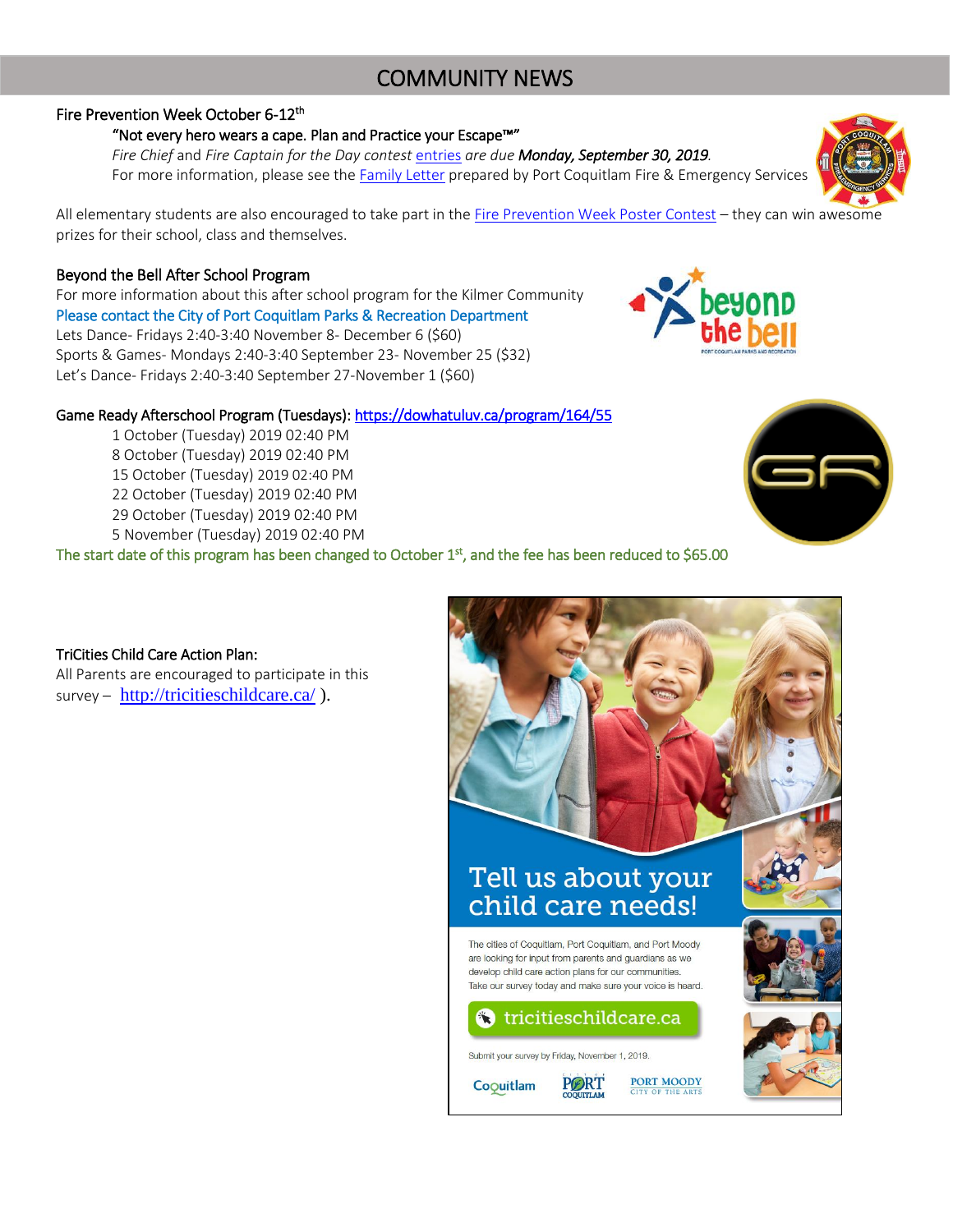# COMMUNITY NEWS

## Fire Prevention Week October 6-12th

"Not every hero wears a cape. Plan and Practice your Escape™"

*Fire Chief* and *Fire Captain for the Day contest* entries *are due* ***Monday, September 30, 2019****.*

For more information, please see the Family Letter prepared by Port Coquitlam Fire & Emergency Services

All elementary students are also encouraged to take part in the Fire Prevention Week Poster Contest – they can win awesome prizes for their school, class and themselves.

## Beyond the Bell After School Program

For more information about this after school program for the Kilmer Community

Please contact the City of Port Coquitlam Parks & Recreation Department

Lets Dance- Fridays 2:40-3:40 November 8- December 6 ($60)

Sports & Games- Mondays 2:40-3:40 September 23- November 25 ($32)

Let's Dance- Fridays 2:40-3:40 September 27-November 1 ($60)

## Game Ready Afterschool Program (Tuesdays): https://dowhatuluv.ca/program/164/55

1 October (Tuesday) 2019 02:40 PM
8 October (Tuesday) 2019 02:40 PM
15 October (Tuesday) 2019 02:40 PM
22 October (Tuesday) 2019 02:40 PM
29 October (Tuesday) 2019 02:40 PM
5 November (Tuesday) 2019 02:40 PM

The start date of this program has been changed to October 1st, and the fee has been reduced to $65.00

## TriCities Child Care Action Plan:

All Parents are encouraged to participate in this survey – http://tricitieschildcare.ca/ ).

**Tell us about your child care needs!**

The cities of Coquitlam, Port Coquitlam, and Port Moody are looking for input from parents and guardians as we develop child care action plans for our communities. Take our survey today and make sure your voice is heard.

tricitieschildcare.ca

Submit your survey by Friday, November 1, 2019.

Coquitlam | Port Coquitlam | Port Moody City of the Arts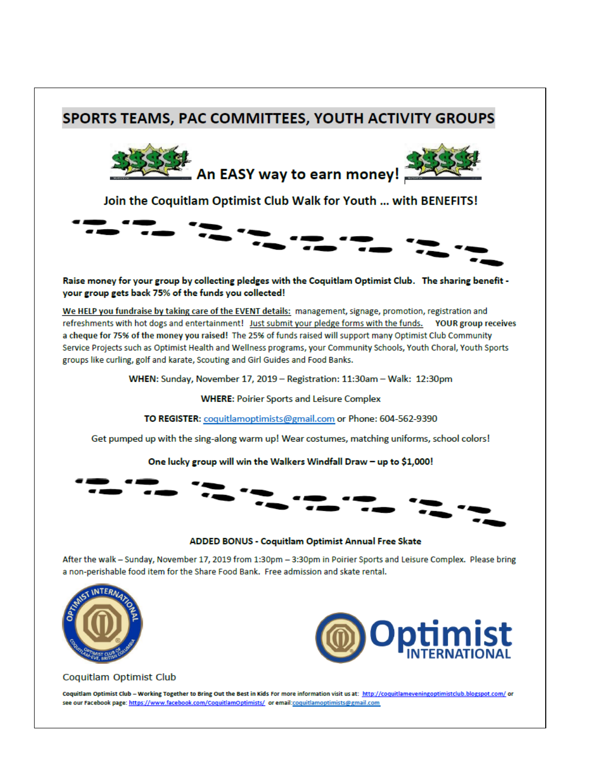## SPORTS TEAMS, PAC COMMITTEES, YOUTH ACTIVITY GROUPS

### An EASY way to earn money!

**Join the Coquitlam Optimist Club Walk for Youth … with BENEFITS!**

**Raise money for your group by collecting pledges with the Coquitlam Optimist Club. The sharing benefit - your group gets back 75% of the funds you collected!**

**We HELP you fundraise by taking care of the EVENT details:** management, signage, promotion, registration and refreshments with hot dogs and entertainment! Just submit your pledge forms with the funds. **YOUR group receives a cheque for 75% of the money you raised!** The 25% of funds raised will support many Optimist Club Community Service Projects such as Optimist Health and Wellness programs, your Community Schools, Youth Choral, Youth Sports groups like curling, golf and karate, Scouting and Girl Guides and Food Banks.

**WHEN**: Sunday, November 17, 2019 – Registration: 11:30am – Walk: 12:30pm

**WHERE**: Poirier Sports and Leisure Complex

**TO REGISTER:** coquitlamoptimists@gmail.com or Phone: 604-562-9390

Get pumped up with the sing-along warm up! Wear costumes, matching uniforms, school colors!

**One lucky group will win the Walkers Windfall Draw – up to $1,000!**

**ADDED BONUS - Coquitlam Optimist Annual Free Skate**

After the walk – Sunday, November 17, 2019 from 1:30pm – 3:30pm in Poirier Sports and Leisure Complex. Please bring a non-perishable food item for the Share Food Bank. Free admission and skate rental.

Coquitlam Optimist Club

**Coquitlam Optimist Club – Working Together to Bring Out the Best in Kids For more information visit us at:** http://coquitlameveningoptimistclub.blogspot.com/ **or see our Facebook page:** https://www.facebook.com/CoquitlamOptimists/ **or email:** coquitlamoptimists@gmail.com